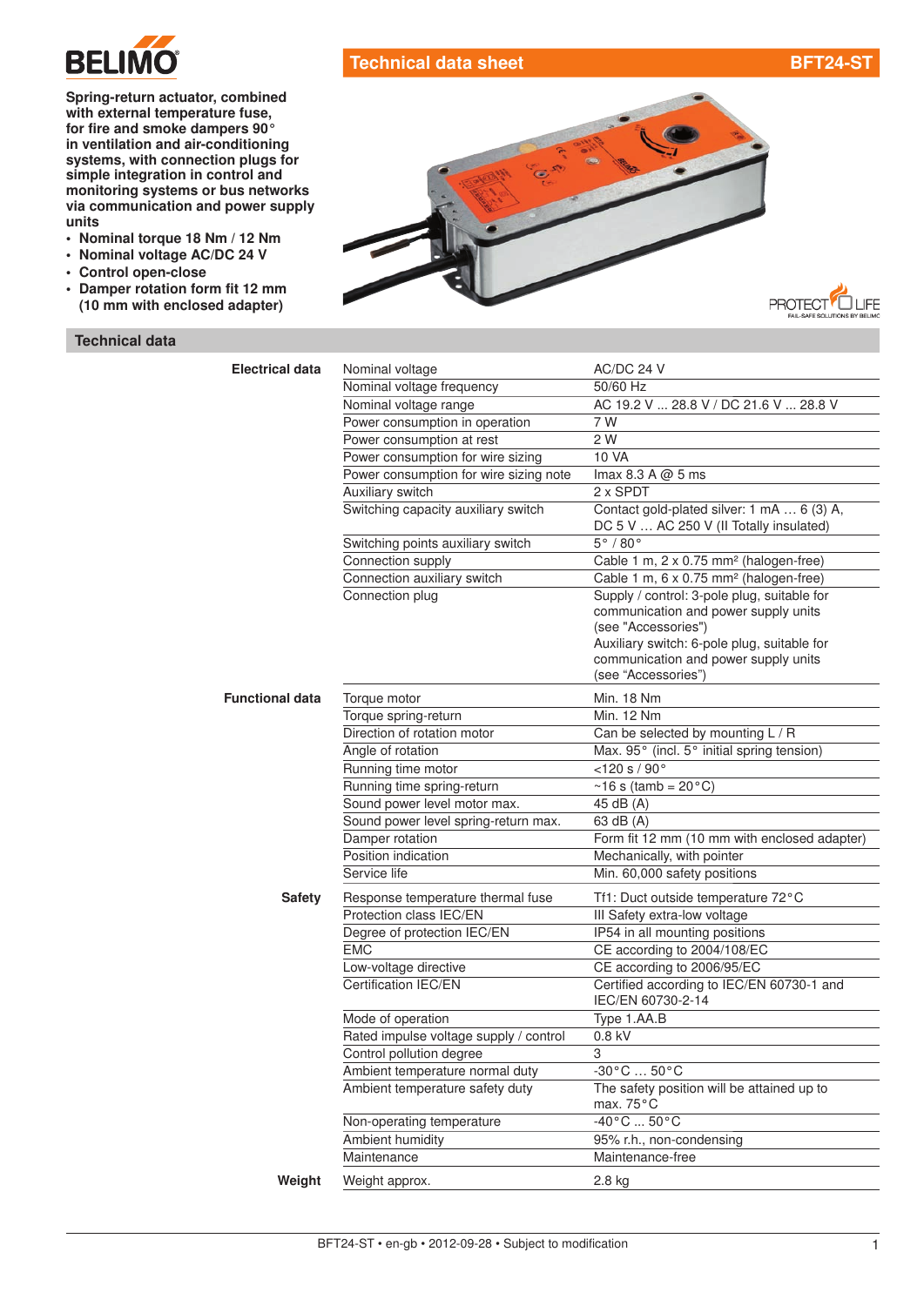BELIMO

# Technical data sheet BFT24-ST

**Spring-return actuator, combined with external temperature fuse, for fire and smoke dampers 90° in ventilation and air-conditioning systems, with connection plugs for simple integration in control and monitoring systems or bus networks via communication and power supply units**

- **Nominal torque 18 Nm / 12 Nm**
- **Nominal voltage AC/DC 24 V**
- **Control open-close**
- **Damper rotation form fit 12 mm (10 mm with enclosed adapter)**

PROTECT LIFE – FAIL-SAFE SOLUTIONS BY BELIMO

## Technical data

| | | |
|---|---|---|
| **Electrical data** | Nominal voltage | AC/DC 24 V |
| | Nominal voltage frequency | 50/60 Hz |
| | Nominal voltage range | AC 19.2 V ... 28.8 V / DC 21.6 V ... 28.8 V |
| | Power consumption in operation | 7 W |
| | Power consumption at rest | 2 W |
| | Power consumption for wire sizing | 10 VA |
| | Power consumption for wire sizing note | Imax 8.3 A @ 5 ms |
| | Auxiliary switch | 2 x SPDT |
| | Switching capacity auxiliary switch | Contact gold-plated silver: 1 mA … 6 (3) A, DC 5 V … AC 250 V (II Totally insulated) |
| | Switching points auxiliary switch | 5° / 80° |
| | Connection supply | Cable 1 m, 2 x 0.75 mm² (halogen-free) |
| | Connection auxiliary switch | Cable 1 m, 6 x 0.75 mm² (halogen-free) |
| | Connection plug | Supply / control: 3-pole plug, suitable for communication and power supply units (see "Accessories") Auxiliary switch: 6-pole plug, suitable for communication and power supply units (see "Accessories") |
| **Functional data** | Torque motor | Min. 18 Nm |
| | Torque spring-return | Min. 12 Nm |
| | Direction of rotation motor | Can be selected by mounting L / R |
| | Angle of rotation | Max. 95° (incl. 5° initial spring tension) |
| | Running time motor | <120 s / 90° |
| | Running time spring-return | ~16 s (tamb = 20°C) |
| | Sound power level motor max. | 45 dB (A) |
| | Sound power level spring-return max. | 63 dB (A) |
| | Damper rotation | Form fit 12 mm (10 mm with enclosed adapter) |
| | Position indication | Mechanically, with pointer |
| | Service life | Min. 60,000 safety positions |
| **Safety** | Response temperature thermal fuse | Tf1: Duct outside temperature 72°C |
| | Protection class IEC/EN | III Safety extra-low voltage |
| | Degree of protection IEC/EN | IP54 in all mounting positions |
| | EMC | CE according to 2004/108/EC |
| | Low-voltage directive | CE according to 2006/95/EC |
| | Certification IEC/EN | Certified according to IEC/EN 60730-1 and IEC/EN 60730-2-14 |
| | Mode of operation | Type 1.AA.B |
| | Rated impulse voltage supply / control | 0.8 kV |
| | Control pollution degree | 3 |
| | Ambient temperature normal duty | -30°C … 50°C |
| | Ambient temperature safety duty | The safety position will be attained up to max. 75°C |
| | Non-operating temperature | -40°C ... 50°C |
| | Ambient humidity | 95% r.h., non-condensing |
| | Maintenance | Maintenance-free |
| **Weight** | Weight approx. | 2.8 kg |

BFT24-ST • en-gb • 2012-09-28 • Subject to modification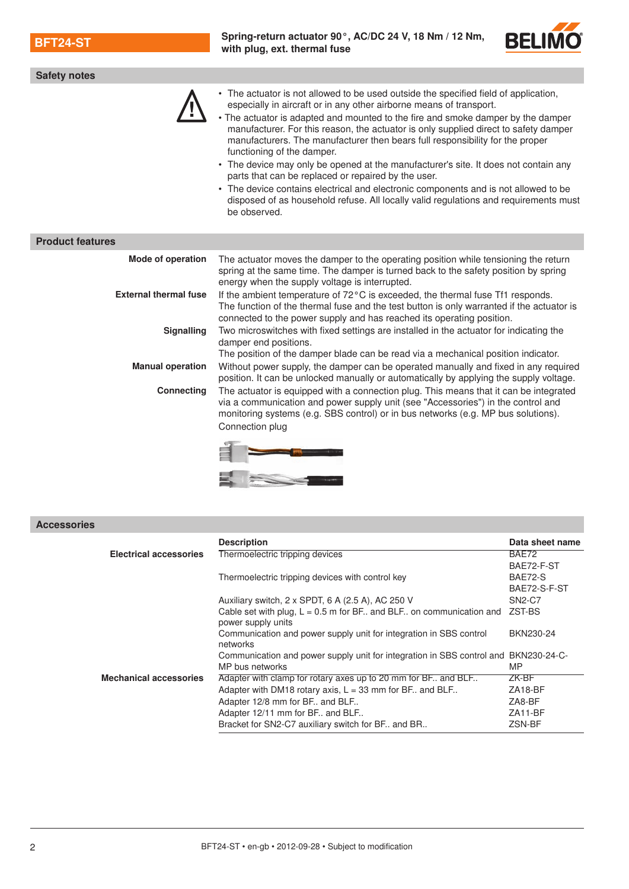## Safety notes

- The actuator is not allowed to be used outside the specified field of application, especially in aircraft or in any other airborne means of transport.
- The actuator is adapted and mounted to the fire and smoke damper by the damper manufacturer. For this reason, the actuator is only supplied direct to safety damper manufacturers. The manufacturer then bears full responsibility for the proper functioning of the damper.
- The device may only be opened at the manufacturer's site. It does not contain any parts that can be replaced or repaired by the user.
- The device contains electrical and electronic components and is not allowed to be disposed of as household refuse. All locally valid regulations and requirements must be observed.

## Product features

**Mode of operation**
The actuator moves the damper to the operating position while tensioning the return spring at the same time. The damper is turned back to the safety position by spring energy when the supply voltage is interrupted.

**External thermal fuse**
If the ambient temperature of 72°C is exceeded, the thermal fuse Tf1 responds. The function of the thermal fuse and the test button is only warranted if the actuator is connected to the power supply and has reached its operating position.

**Signalling**
Two microswitches with fixed settings are installed in the actuator for indicating the damper end positions.
The position of the damper blade can be read via a mechanical position indicator.

**Manual operation**
Without power supply, the damper can be operated manually and fixed in any required position. It can be unlocked manually or automatically by applying the supply voltage.

**Connecting**
The actuator is equipped with a connection plug. This means that it can be integrated via a communication and power supply unit (see "Accessories") in the control and monitoring systems (e.g. SBS control) or in bus networks (e.g. MP bus solutions).
Connection plug

## Accessories

| | Description | Data sheet name |
|---|---|---|
| **Electrical accessories** | Thermoelectric tripping devices | BAE72<br>BAE72-F-ST |
| | Thermoelectric tripping devices with control key | BAE72-S<br>BAE72-S-F-ST |
| | Auxiliary switch, 2 x SPDT, 6 A (2.5 A), AC 250 V | SN2-C7 |
| | Cable set with plug, L = 0.5 m for BF.. and BLF.. on communication and power supply units | ZST-BS |
| | Communication and power supply unit for integration in SBS control networks | BKN230-24 |
| | Communication and power supply unit for integration in SBS control and MP bus networks | BKN230-24-C-MP |
| **Mechanical accessories** | Adapter with clamp for rotary axes up to 20 mm for BF.. and BLF.. | ZK-BF |
| | Adapter with DM18 rotary axis, L = 33 mm for BF.. and BLF.. | ZA18-BF |
| | Adapter 12/8 mm for BF.. and BLF.. | ZA8-BF |
| | Adapter 12/11 mm for BF.. and BLF.. | ZA11-BF |
| | Bracket for SN2-C7 auxiliary switch for BF.. and BR.. | ZSN-BF |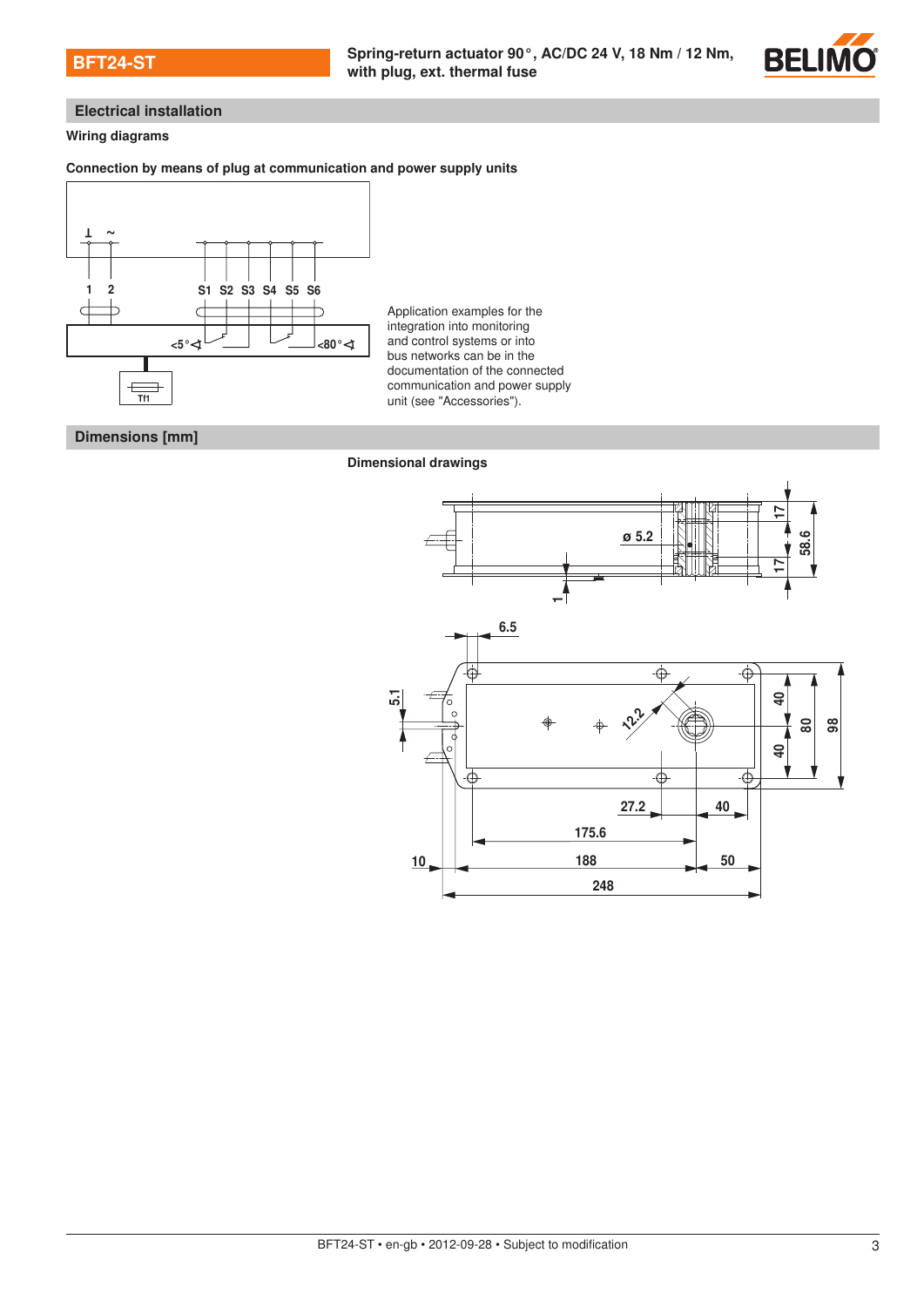## Electrical installation

**Wiring diagrams**

**Connection by means of plug at communication and power supply units**

⊥ ~

1 2

S1 S2 S3 S4 S5 S6

<5° <80°

Tf1

Application examples for the integration into monitoring and control systems or into bus networks can be in the documentation of the connected communication and power supply unit (see "Accessories").

## Dimensions [mm]

**Dimensional drawings**

17

58.6

ø 5.2

17

1

6.5

5.1

12.2

40

80

98

40

27.2

40

175.6

10

188

50

248